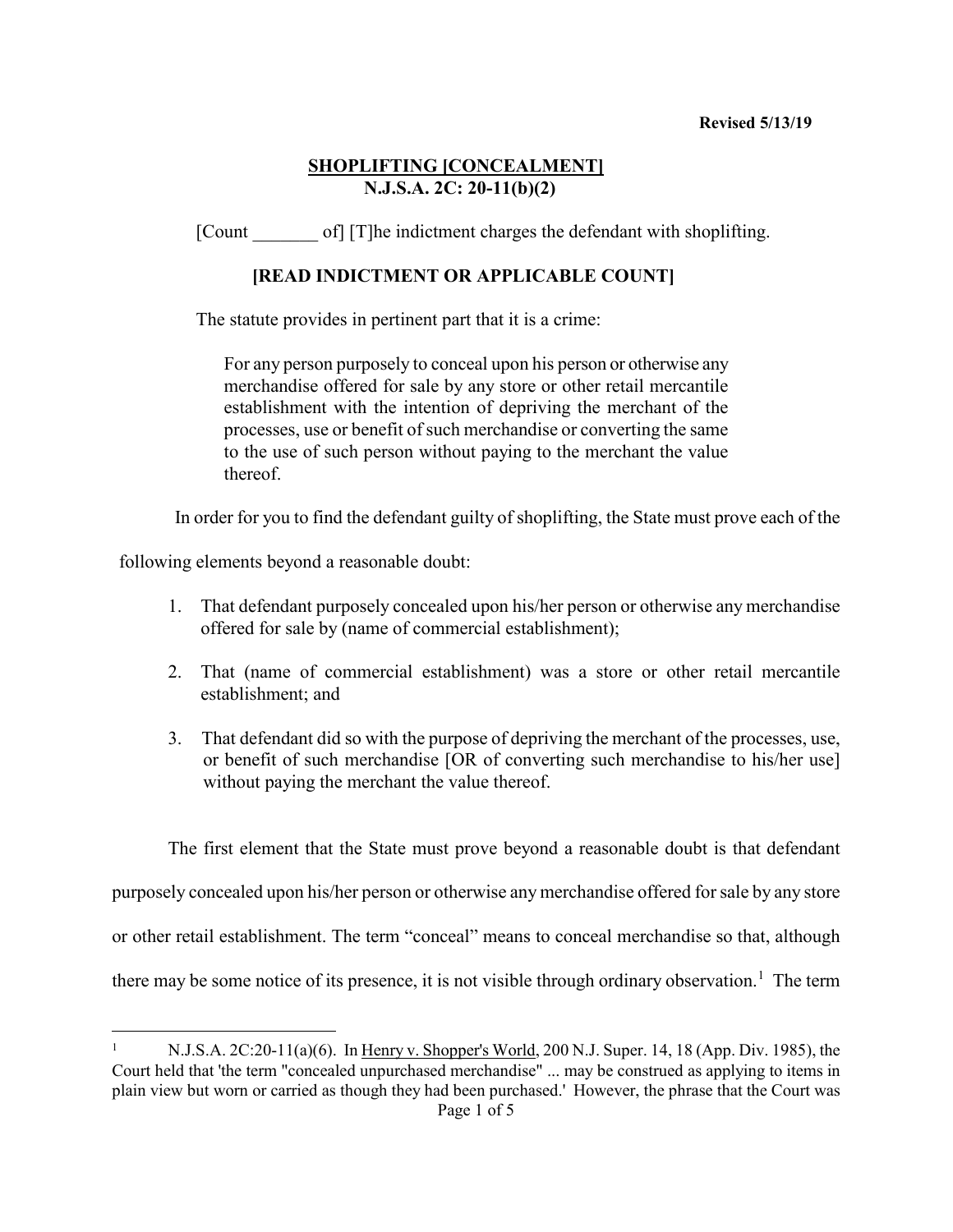Revised 5/13/19

## SHOPLIFTING [CONCEALMENT]
## N.J.S.A. 2C: 20-11(b)(2)

[Count _______ of] [T]he indictment charges the defendant with shoplifting.

**[READ INDICTMENT OR APPLICABLE COUNT]**

The statute provides in pertinent part that it is a crime:

> For any person purposely to conceal upon his person or otherwise any merchandise offered for sale by any store or other retail mercantile establishment with the intention of depriving the merchant of the processes, use or benefit of such merchandise or converting the same to the use of such person without paying to the merchant the value thereof.

In order for you to find the defendant guilty of shoplifting, the State must prove each of the following elements beyond a reasonable doubt:

1. That defendant purposely concealed upon his/her person or otherwise any merchandise offered for sale by (name of commercial establishment);
2. That (name of commercial establishment) was a store or other retail mercantile establishment; and
3. That defendant did so with the purpose of depriving the merchant of the processes, use, or benefit of such merchandise [OR of converting such merchandise to his/her use] without paying the merchant the value thereof.

The first element that the State must prove beyond a reasonable doubt is that defendant purposely concealed upon his/her person or otherwise any merchandise offered for sale by any store or other retail establishment. The term "conceal" means to conceal merchandise so that, although there may be some notice of its presence, it is not visible through ordinary observation.[1] The term

---

[1] N.J.S.A. 2C:20-11(a)(6). In Henry v. Shopper's World, 200 N.J. Super. 14, 18 (App. Div. 1985), the Court held that 'the term "concealed unpurchased merchandise" ... may be construed as applying to items in plain view but worn or carried as though they had been purchased.' However, the phrase that the Court was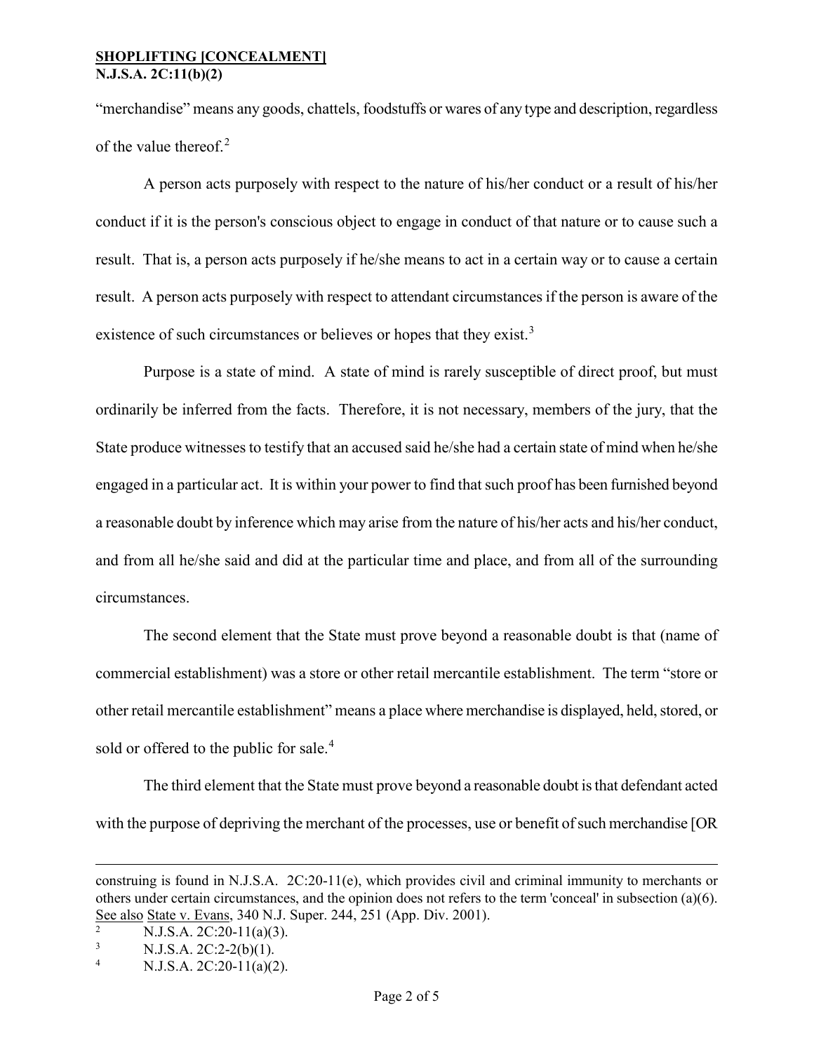"merchandise" means any goods, chattels, foodstuffs or wares of any type and description, regardless of the value thereof.[2]

A person acts purposely with respect to the nature of his/her conduct or a result of his/her conduct if it is the person's conscious object to engage in conduct of that nature or to cause such a result. That is, a person acts purposely if he/she means to act in a certain way or to cause a certain result. A person acts purposely with respect to attendant circumstances if the person is aware of the existence of such circumstances or believes or hopes that they exist.[3]

Purpose is a state of mind. A state of mind is rarely susceptible of direct proof, but must ordinarily be inferred from the facts. Therefore, it is not necessary, members of the jury, that the State produce witnesses to testify that an accused said he/she had a certain state of mind when he/she engaged in a particular act. It is within your power to find that such proof has been furnished beyond a reasonable doubt by inference which may arise from the nature of his/her acts and his/her conduct, and from all he/she said and did at the particular time and place, and from all of the surrounding circumstances.

The second element that the State must prove beyond a reasonable doubt is that (name of commercial establishment) was a store or other retail mercantile establishment. The term "store or other retail mercantile establishment" means a place where merchandise is displayed, held, stored, or sold or offered to the public for sale.[4]

The third element that the State must prove beyond a reasonable doubt is that defendant acted with the purpose of depriving the merchant of the processes, use or benefit of such merchandise [OR

---

construing is found in N.J.S.A. 2C:20-11(e), which provides civil and criminal immunity to merchants or others under certain circumstances, and the opinion does not refers to the term 'conceal' in subsection (a)(6). See also State v. Evans, 340 N.J. Super. 244, 251 (App. Div. 2001).

[2] N.J.S.A. 2C:20-11(a)(3).

[3] N.J.S.A. 2C:2-2(b)(1).

[4] N.J.S.A. 2C:20-11(a)(2).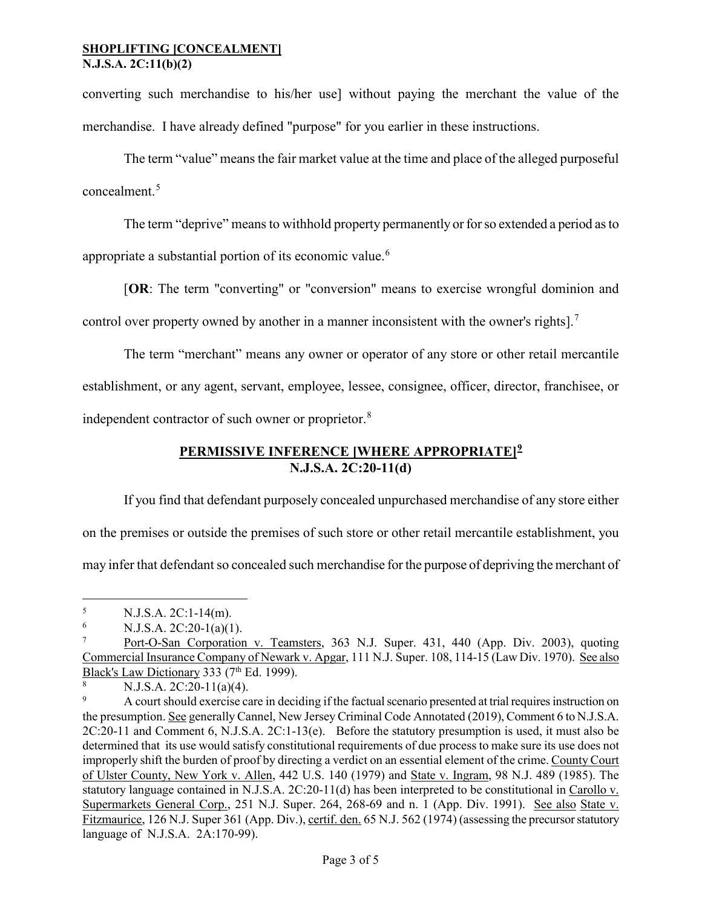converting such merchandise to his/her use] without paying the merchant the value of the merchandise. I have already defined "purpose" for you earlier in these instructions.

The term "value" means the fair market value at the time and place of the alleged purposeful concealment.[5]

The term "deprive" means to withhold property permanently or for so extended a period as to appropriate a substantial portion of its economic value.[6]

[**OR**: The term "converting" or "conversion" means to exercise wrongful dominion and control over property owned by another in a manner inconsistent with the owner's rights].[7]

The term "merchant" means any owner or operator of any store or other retail mercantile establishment, or any agent, servant, employee, lessee, consignee, officer, director, franchisee, or independent contractor of such owner or proprietor.[8]

## PERMISSIVE INFERENCE [WHERE APPROPRIATE][9]
## N.J.S.A. 2C:20-11(d)

If you find that defendant purposely concealed unpurchased merchandise of any store either on the premises or outside the premises of such store or other retail mercantile establishment, you may infer that defendant so concealed such merchandise for the purpose of depriving the merchant of

---

[5] N.J.S.A. 2C:1-14(m).

[6] N.J.S.A. 2C:20-1(a)(1).

[7] Port-O-San Corporation v. Teamsters, 363 N.J. Super. 431, 440 (App. Div. 2003), quoting Commercial Insurance Company of Newark v. Apgar, 111 N.J. Super. 108, 114-15 (Law Div. 1970). See also Black's Law Dictionary 333 (7th Ed. 1999).

[8] N.J.S.A. 2C:20-11(a)(4).

[9] A court should exercise care in deciding if the factual scenario presented at trial requires instruction on the presumption. See generally Cannel, New Jersey Criminal Code Annotated (2019), Comment 6 to N.J.S.A. 2C:20-11 and Comment 6, N.J.S.A. 2C:1-13(e). Before the statutory presumption is used, it must also be determined that its use would satisfy constitutional requirements of due process to make sure its use does not improperly shift the burden of proof by directing a verdict on an essential element of the crime. County Court of Ulster County, New York v. Allen, 442 U.S. 140 (1979) and State v. Ingram, 98 N.J. 489 (1985). The statutory language contained in N.J.S.A. 2C:20-11(d) has been interpreted to be constitutional in Carollo v. Supermarkets General Corp., 251 N.J. Super. 264, 268-69 and n. 1 (App. Div. 1991). See also State v. Fitzmaurice, 126 N.J. Super 361 (App. Div.), certif. den. 65 N.J. 562 (1974) (assessing the precursor statutory language of N.J.S.A. 2A:170-99).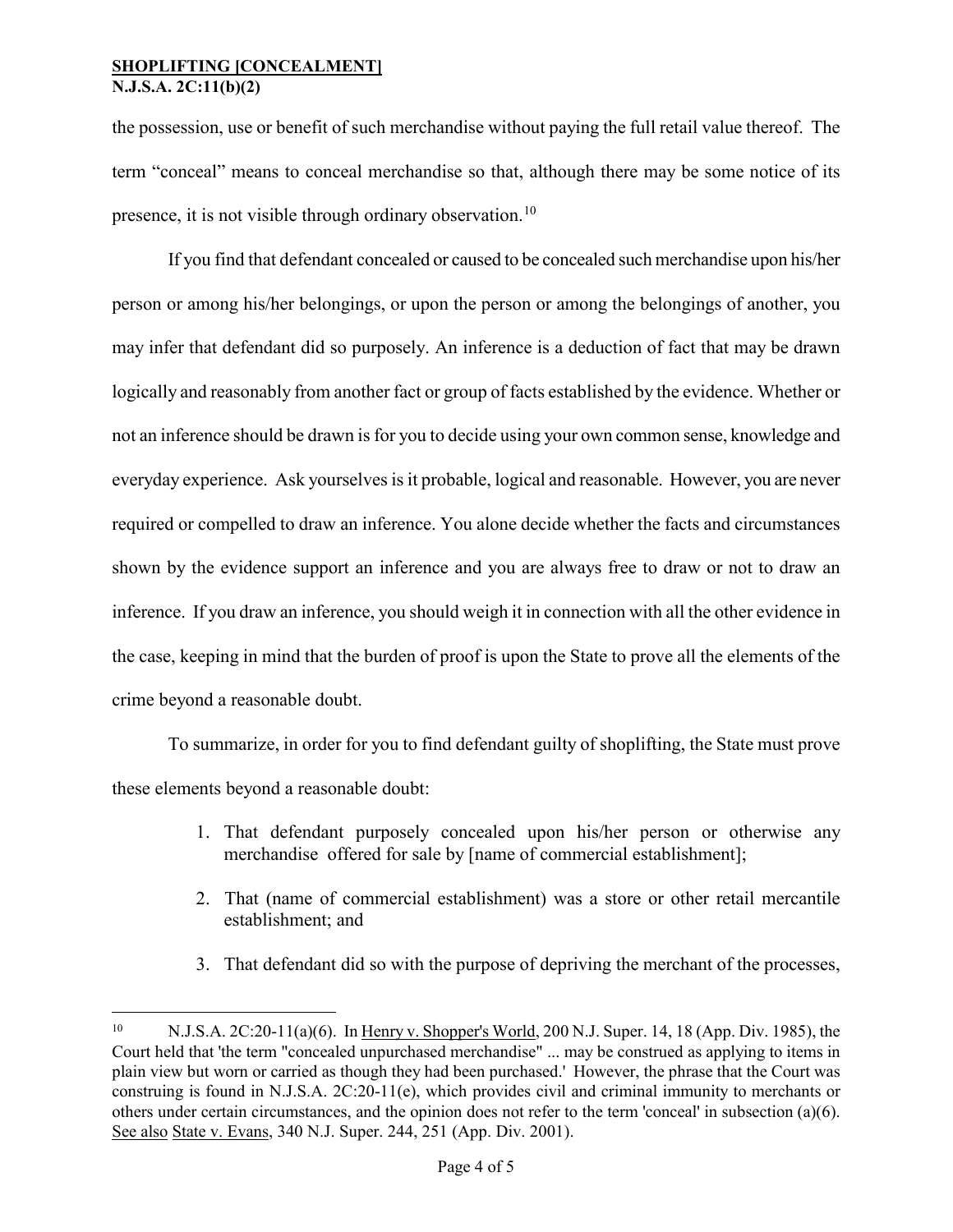the possession, use or benefit of such merchandise without paying the full retail value thereof. The term "conceal" means to conceal merchandise so that, although there may be some notice of its presence, it is not visible through ordinary observation.[10]

If you find that defendant concealed or caused to be concealed such merchandise upon his/her person or among his/her belongings, or upon the person or among the belongings of another, you may infer that defendant did so purposely. An inference is a deduction of fact that may be drawn logically and reasonably from another fact or group of facts established by the evidence. Whether or not an inference should be drawn is for you to decide using your own common sense, knowledge and everyday experience. Ask yourselves is it probable, logical and reasonable. However, you are never required or compelled to draw an inference. You alone decide whether the facts and circumstances shown by the evidence support an inference and you are always free to draw or not to draw an inference. If you draw an inference, you should weigh it in connection with all the other evidence in the case, keeping in mind that the burden of proof is upon the State to prove all the elements of the crime beyond a reasonable doubt.

To summarize, in order for you to find defendant guilty of shoplifting, the State must prove these elements beyond a reasonable doubt:

1. That defendant purposely concealed upon his/her person or otherwise any merchandise offered for sale by [name of commercial establishment];
2. That (name of commercial establishment) was a store or other retail mercantile establishment; and
3. That defendant did so with the purpose of depriving the merchant of the processes,

---

[10] N.J.S.A. 2C:20-11(a)(6). In Henry v. Shopper's World, 200 N.J. Super. 14, 18 (App. Div. 1985), the Court held that 'the term "concealed unpurchased merchandise" ... may be construed as applying to items in plain view but worn or carried as though they had been purchased.' However, the phrase that the Court was construing is found in N.J.S.A. 2C:20-11(e), which provides civil and criminal immunity to merchants or others under certain circumstances, and the opinion does not refer to the term 'conceal' in subsection (a)(6). See also State v. Evans, 340 N.J. Super. 244, 251 (App. Div. 2001).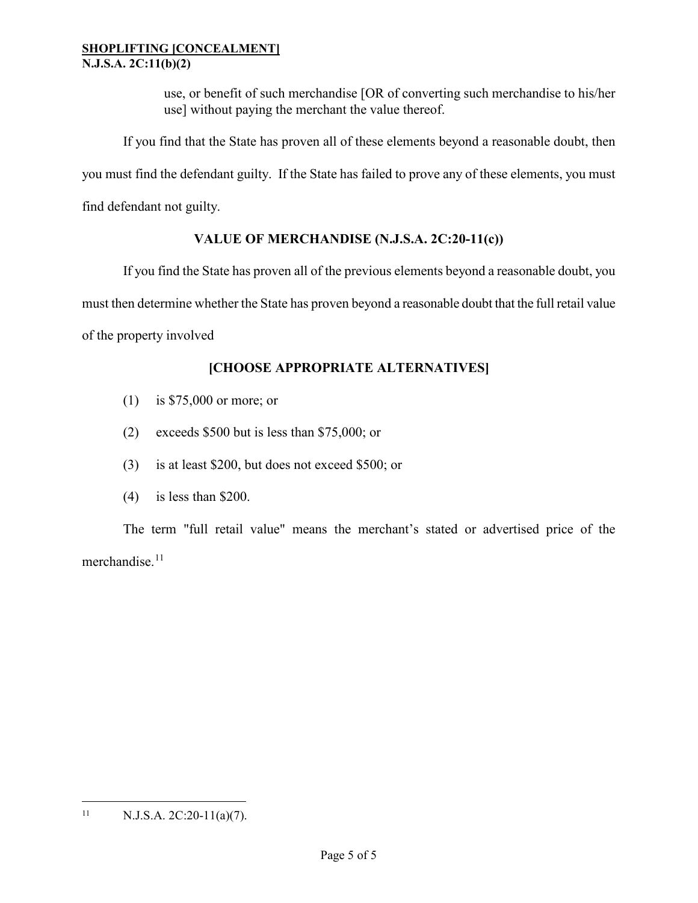use, or benefit of such merchandise [OR of converting such merchandise to his/her use] without paying the merchant the value thereof.

If you find that the State has proven all of these elements beyond a reasonable doubt, then you must find the defendant guilty. If the State has failed to prove any of these elements, you must find defendant not guilty.

## VALUE OF MERCHANDISE (N.J.S.A. 2C:20-11(c))

If you find the State has proven all of the previous elements beyond a reasonable doubt, you must then determine whether the State has proven beyond a reasonable doubt that the full retail value of the property involved

**[CHOOSE APPROPRIATE ALTERNATIVES]**

(1) is $75,000 or more; or

(2) exceeds $500 but is less than $75,000; or

(3) is at least $200, but does not exceed $500; or

(4) is less than $200.

The term "full retail value" means the merchant's stated or advertised price of the merchandise.[11]

[11] N.J.S.A. 2C:20-11(a)(7).